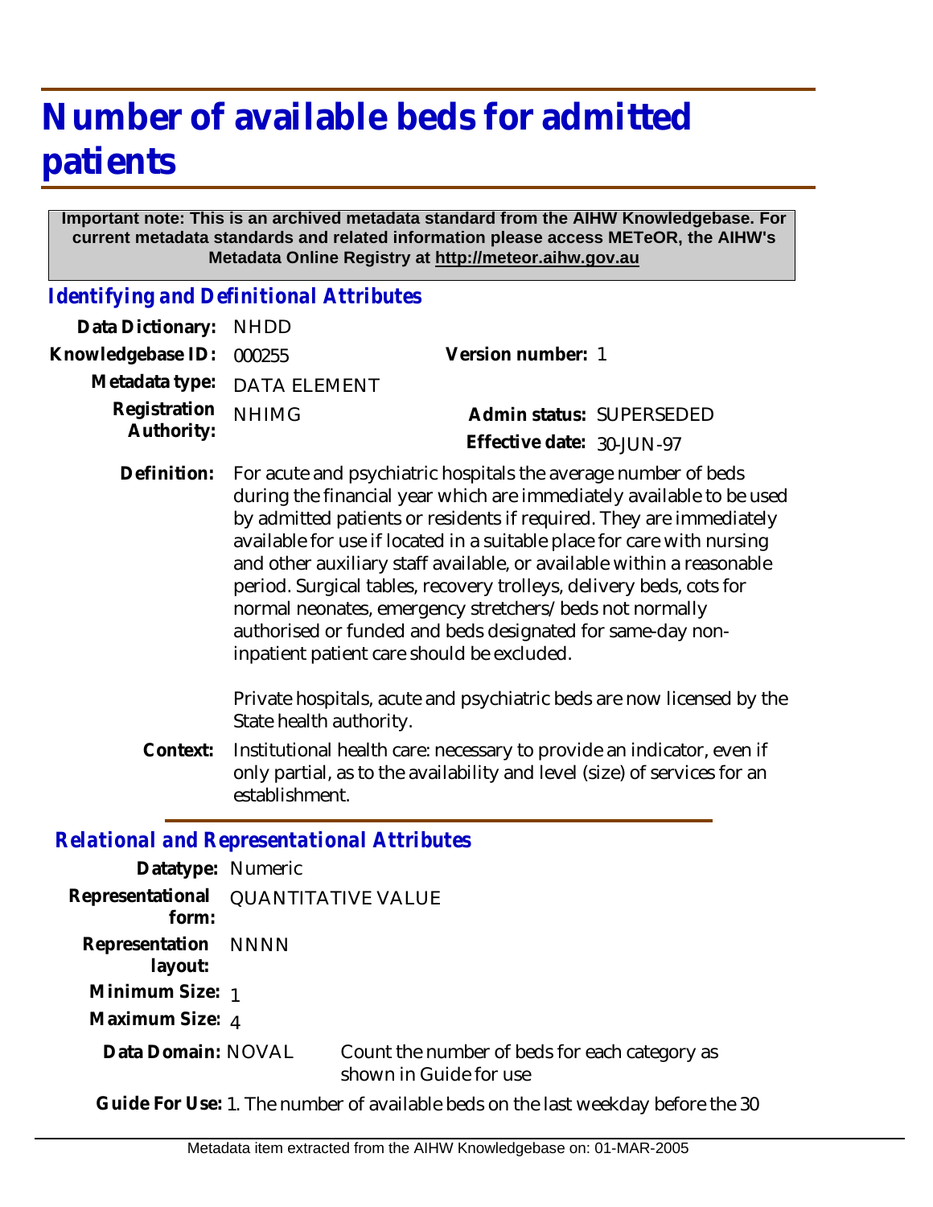# Number of available beds for admitted patients

**Important note: This is an archived metadata standard from the AIHW Knowledgebase. For current metadata standards and related information please access METeOR, the AIHW's Metadata Online Registry at http://meteor.aihw.gov.au**

## *Identifying and Definitional Attributes*

| | | | |
|---|---|---|---|
| **Data Dictionary:** | NHDD | | |
| **Knowledgebase ID:** | 000255 | **Version number:** | 1 |
| **Metadata type:** | DATA ELEMENT | | |
| **Registration Authority:** | NHIMG | **Admin status:** | SUPERSEDED |
| | | **Effective date:** | 30-JUN-97 |

**Definition:** For acute and psychiatric hospitals the average number of beds during the financial year which are immediately available to be used by admitted patients or residents if required. They are immediately available for use if located in a suitable place for care with nursing and other auxiliary staff available, or available within a reasonable period. Surgical tables, recovery trolleys, delivery beds, cots for normal neonates, emergency stretchers/beds not normally authorised or funded and beds designated for same-day non-inpatient patient care should be excluded.

Private hospitals, acute and psychiatric beds are now licensed by the State health authority.

**Context:** Institutional health care: necessary to provide an indicator, even if only partial, as to the availability and level (size) of services for an establishment.

## *Relational and Representational Attributes*

**Datatype:** Numeric

**Representational form:** QUANTITATIVE VALUE

**Representation layout:** NNNN

**Minimum Size:** 1

**Maximum Size:** 4

**Data Domain:** NOVAL — Count the number of beds for each category as shown in Guide for use

**Guide For Use:** 1. The number of available beds on the last weekday before the 30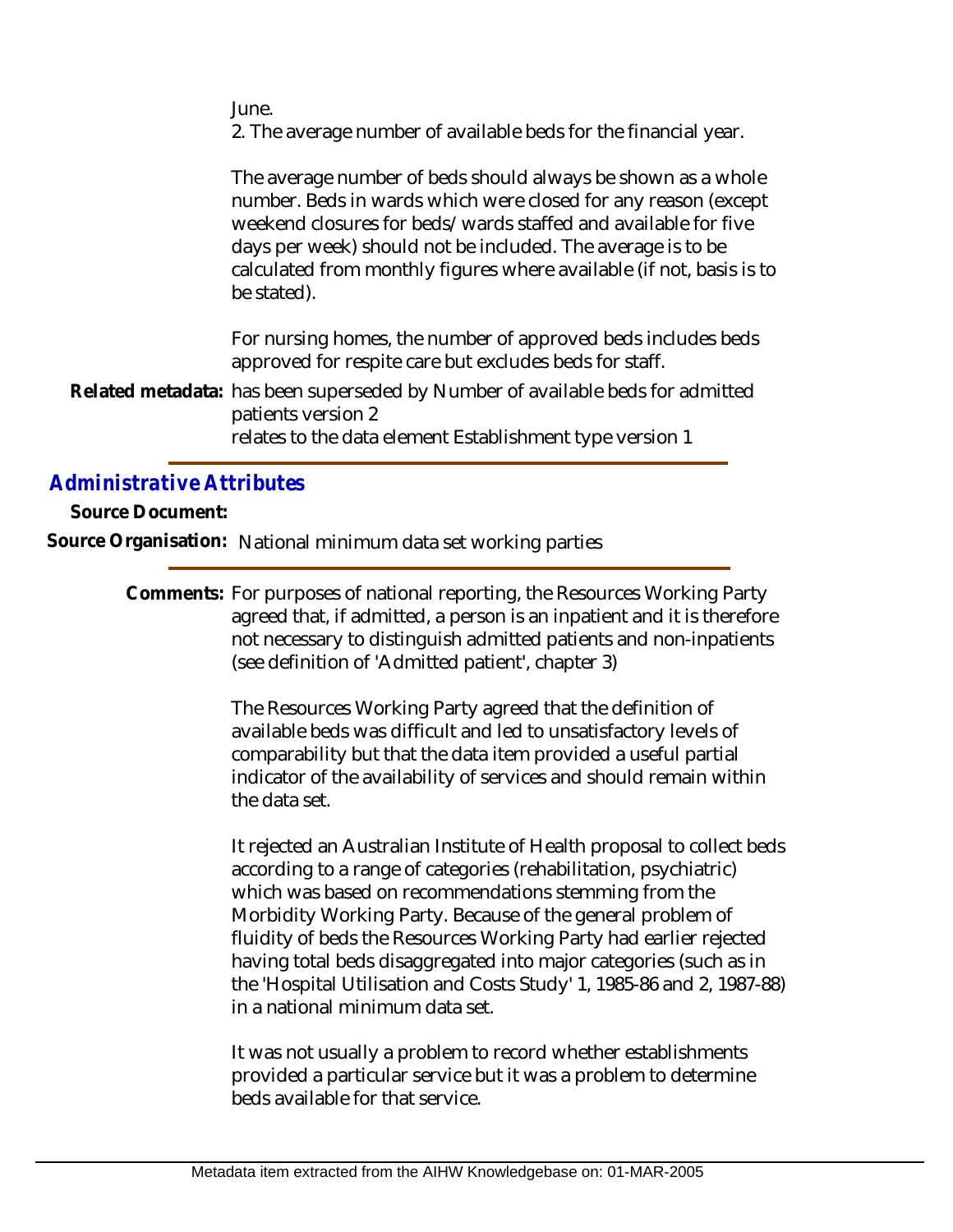June.
2. The average number of available beds for the financial year.

The average number of beds should always be shown as a whole number. Beds in wards which were closed for any reason (except weekend closures for beds/wards staffed and available for five days per week) should not be included. The average is to be calculated from monthly figures where available (if not, basis is to be stated).

For nursing homes, the number of approved beds includes beds approved for respite care but excludes beds for staff.

**Related metadata:** has been superseded by Number of available beds for admitted patients version 2
relates to the data element Establishment type version 1

## *Administrative Attributes*

**Source Document:**

**Source Organisation:** National minimum data set working parties

**Comments:** For purposes of national reporting, the Resources Working Party agreed that, if admitted, a person is an inpatient and it is therefore not necessary to distinguish admitted patients and non-inpatients (see definition of 'Admitted patient', chapter 3)

The Resources Working Party agreed that the definition of available beds was difficult and led to unsatisfactory levels of comparability but that the data item provided a useful partial indicator of the availability of services and should remain within the data set.

It rejected an Australian Institute of Health proposal to collect beds according to a range of categories (rehabilitation, psychiatric) which was based on recommendations stemming from the Morbidity Working Party. Because of the general problem of fluidity of beds the Resources Working Party had earlier rejected having total beds disaggregated into major categories (such as in the 'Hospital Utilisation and Costs Study' 1, 1985-86 and 2, 1987-88) in a national minimum data set.

It was not usually a problem to record whether establishments provided a particular service but it was a problem to determine beds available for that service.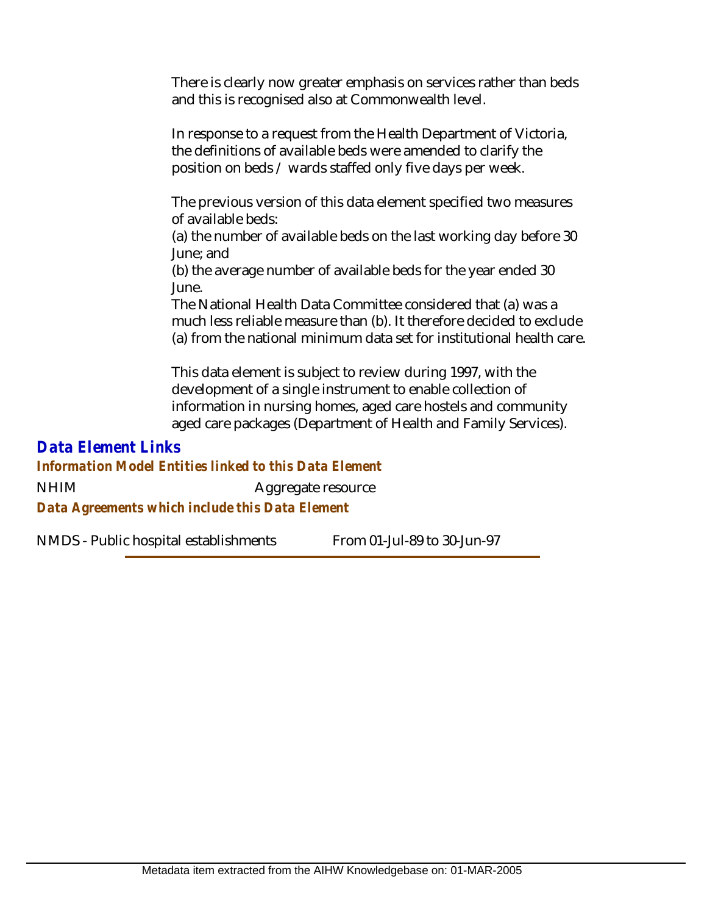There is clearly now greater emphasis on services rather than beds and this is recognised also at Commonwealth level.

In response to a request from the Health Department of Victoria, the definitions of available beds were amended to clarify the position on beds / wards staffed only five days per week.

The previous version of this data element specified two measures of available beds:
(a) the number of available beds on the last working day before 30 June; and
(b) the average number of available beds for the year ended 30 June.
The National Health Data Committee considered that (a) was a much less reliable measure than (b). It therefore decided to exclude (a) from the national minimum data set for institutional health care.

This data element is subject to review during 1997, with the development of a single instrument to enable collection of information in nursing homes, aged care hostels and community aged care packages (Department of Health and Family Services).

## Data Element Links

### Information Model Entities linked to this Data Element

| | |
|---|---|
| NHIM | Aggregate resource |

### Data Agreements which include this Data Element

| | |
|---|---|
| NMDS - Public hospital establishments | From 01-Jul-89 to 30-Jun-97 |

Metadata item extracted from the AIHW Knowledgebase on: 01-MAR-2005